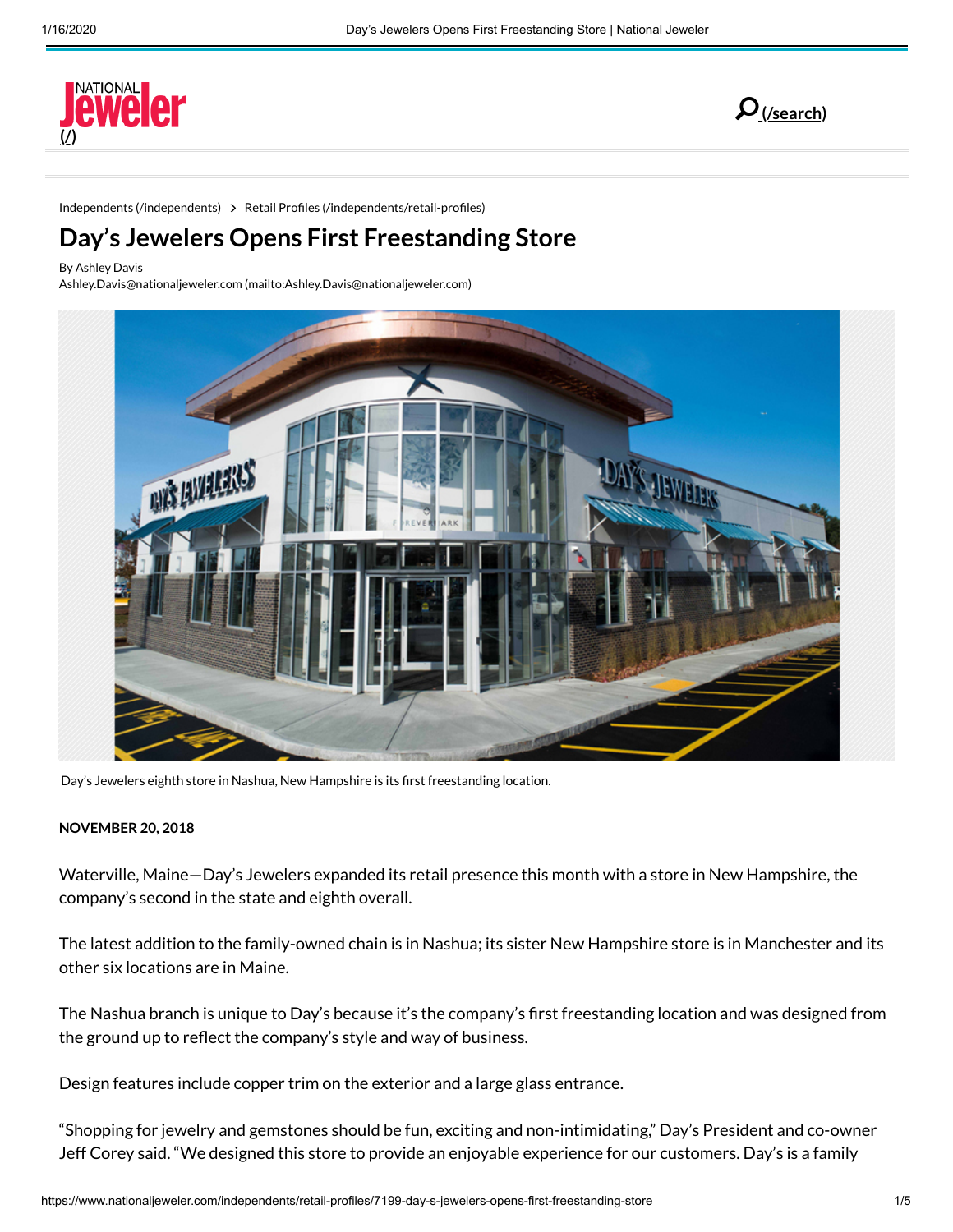Independents (/independents) > Retail Profiles (/independents/retail-profiles)

# Day's Jewelers Opens First Freestanding Store

By Ashley Davis
Ashley.Davis@nationaljeweler.com (mailto:Ashley.Davis@nationaljeweler.com)

Day's Jewelers eighth store in Nashua, New Hampshire is its first freestanding location.

**NOVEMBER 20, 2018**

Waterville, Maine—Day's Jewelers expanded its retail presence this month with a store in New Hampshire, the company's second in the state and eighth overall.

The latest addition to the family-owned chain is in Nashua; its sister New Hampshire store is in Manchester and its other six locations are in Maine.

The Nashua branch is unique to Day's because it's the company's first freestanding location and was designed from the ground up to reflect the company's style and way of business.

Design features include copper trim on the exterior and a large glass entrance.

"Shopping for jewelry and gemstones should be fun, exciting and non-intimidating," Day's President and co-owner Jeff Corey said. "We designed this store to provide an enjoyable experience for our customers. Day's is a family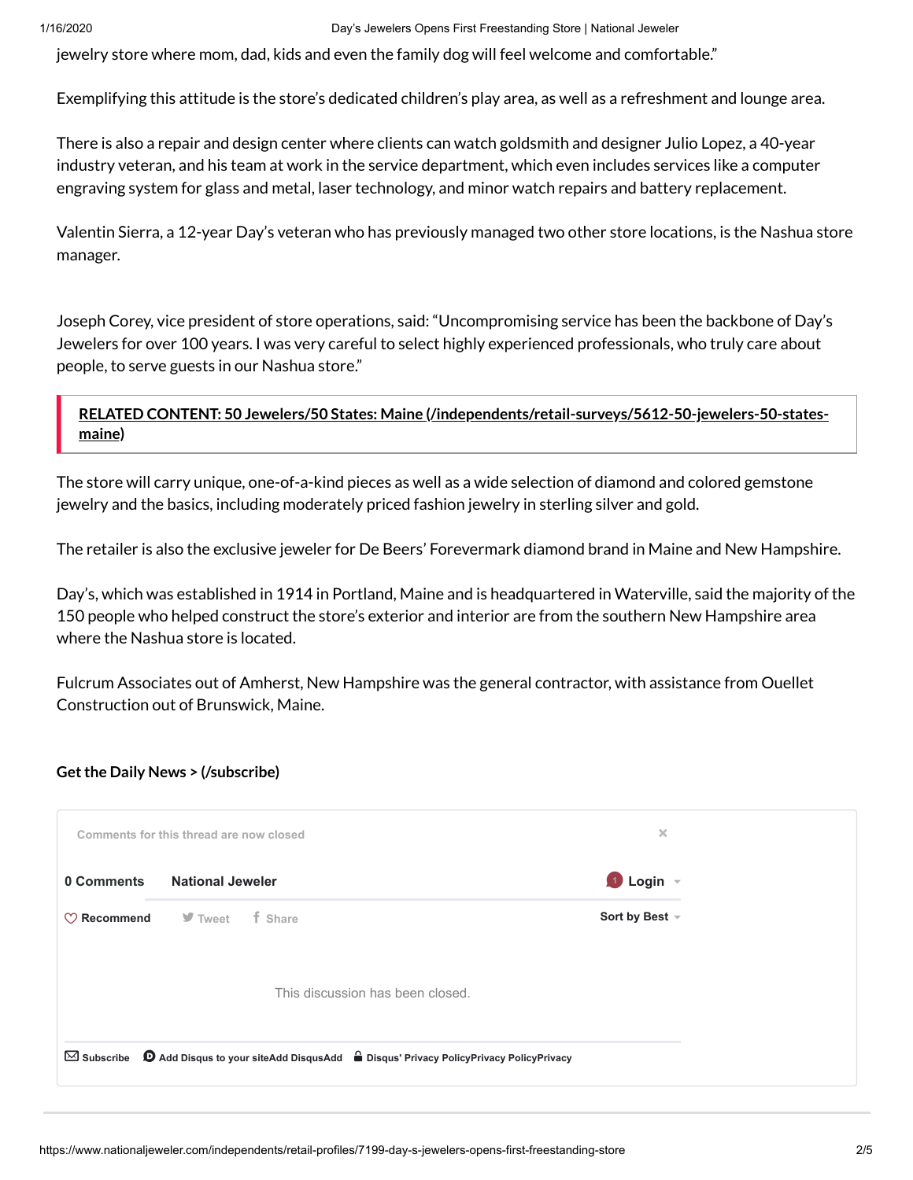jewelry store where mom, dad, kids and even the family dog will feel welcome and comfortable."

Exemplifying this attitude is the store's dedicated children's play area, as well as a refreshment and lounge area.

There is also a repair and design center where clients can watch goldsmith and designer Julio Lopez, a 40-year industry veteran, and his team at work in the service department, which even includes services like a computer engraving system for glass and metal, laser technology, and minor watch repairs and battery replacement.

Valentin Sierra, a 12-year Day's veteran who has previously managed two other store locations, is the Nashua store manager.

Joseph Corey, vice president of store operations, said: "Uncompromising service has been the backbone of Day's Jewelers for over 100 years. I was very careful to select highly experienced professionals, who truly care about people, to serve guests in our Nashua store."

> **RELATED CONTENT: 50 Jewelers/50 States: Maine (/independents/retail-surveys/5612-50-jewelers-50-states-maine)**

The store will carry unique, one-of-a-kind pieces as well as a wide selection of diamond and colored gemstone jewelry and the basics, including moderately priced fashion jewelry in sterling silver and gold.

The retailer is also the exclusive jeweler for De Beers' Forevermark diamond brand in Maine and New Hampshire.

Day's, which was established in 1914 in Portland, Maine and is headquartered in Waterville, said the majority of the 150 people who helped construct the store's exterior and interior are from the southern New Hampshire area where the Nashua store is located.

Fulcrum Associates out of Amherst, New Hampshire was the general contractor, with assistance from Ouellet Construction out of Brunswick, Maine.

**Get the Daily News > (/subscribe)**

Comments for this thread are now closed

**0 Comments** **National Jeweler** **Login**

Recommend Tweet Share Sort by Best

This discussion has been closed.

Subscribe Add Disqus to your siteAdd DisqusAdd Disqus' Privacy PolicyPrivacy PolicyPrivacy